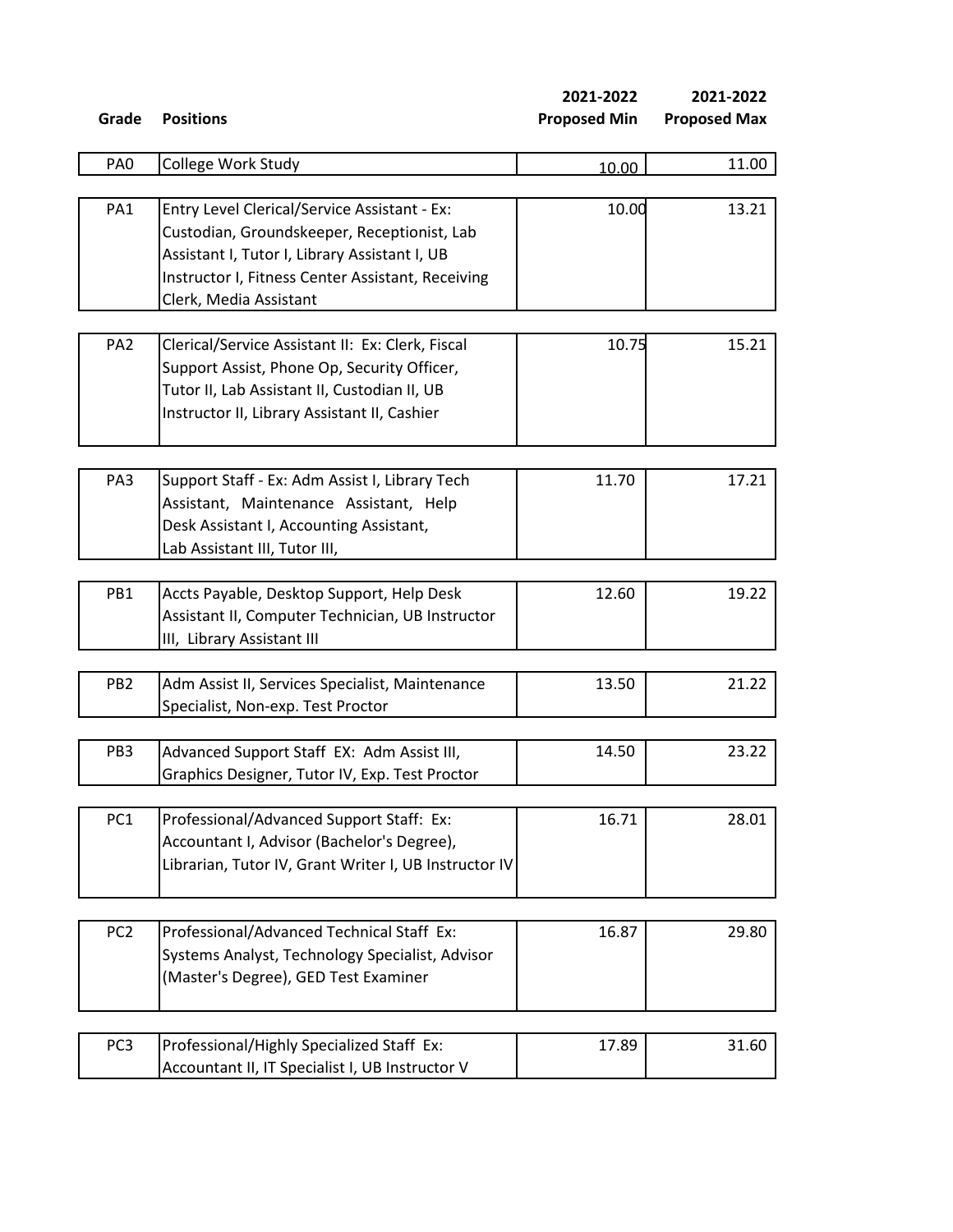| Grade | Positions | 2021-2022 Proposed Min | 2021-2022 Proposed Max |
|---|---|---|---|
| PA0 | College Work Study | 10.00 | 11.00 |
| PA1 | Entry Level Clerical/Service Assistant - Ex: Custodian, Groundskeeper, Receptionist, Lab Assistant I, Tutor I, Library Assistant I, UB Instructor I, Fitness Center Assistant, Receiving Clerk, Media Assistant | 10.00 | 13.21 |
| PA2 | Clerical/Service Assistant II: Ex: Clerk, Fiscal Support Assist, Phone Op, Security Officer, Tutor II, Lab Assistant II, Custodian II, UB Instructor II, Library Assistant II, Cashier | 10.75 | 15.21 |
| PA3 | Support Staff - Ex: Adm Assist I, Library Tech Assistant, Maintenance Assistant, Help Desk Assistant I, Accounting Assistant, Lab Assistant III, Tutor III, | 11.70 | 17.21 |
| PB1 | Accts Payable, Desktop Support, Help Desk Assistant II, Computer Technician, UB Instructor III, Library Assistant III | 12.60 | 19.22 |
| PB2 | Adm Assist II, Services Specialist, Maintenance Specialist, Non-exp. Test Proctor | 13.50 | 21.22 |
| PB3 | Advanced Support Staff EX: Adm Assist III, Graphics Designer, Tutor IV, Exp. Test Proctor | 14.50 | 23.22 |
| PC1 | Professional/Advanced Support Staff: Ex: Accountant I, Advisor (Bachelor's Degree), Librarian, Tutor IV, Grant Writer I, UB Instructor IV | 16.71 | 28.01 |
| PC2 | Professional/Advanced Technical Staff Ex: Systems Analyst, Technology Specialist, Advisor (Master's Degree), GED Test Examiner | 16.87 | 29.80 |
| PC3 | Professional/Highly Specialized Staff Ex: Accountant II, IT Specialist I, UB Instructor V | 17.89 | 31.60 |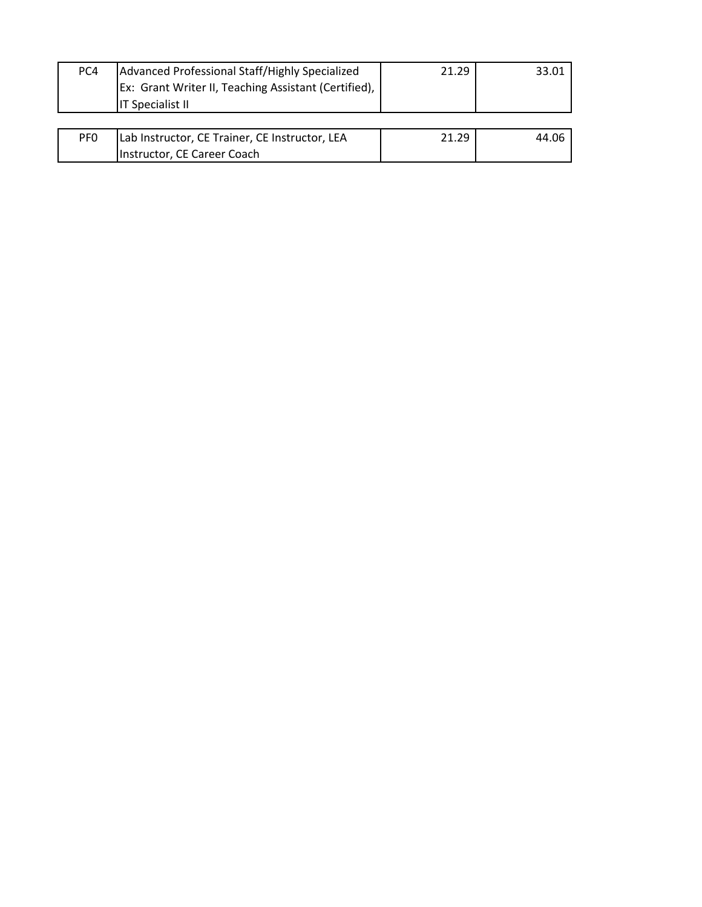| | | | |
|---|---|---|---|
| PC4 | Advanced Professional Staff/Highly Specialized Ex: Grant Writer II, Teaching Assistant (Certified), IT Specialist II | 21.29 | 33.01 |
| PF0 | Lab Instructor, CE Trainer, CE Instructor, LEA Instructor, CE Career Coach | 21.29 | 44.06 |